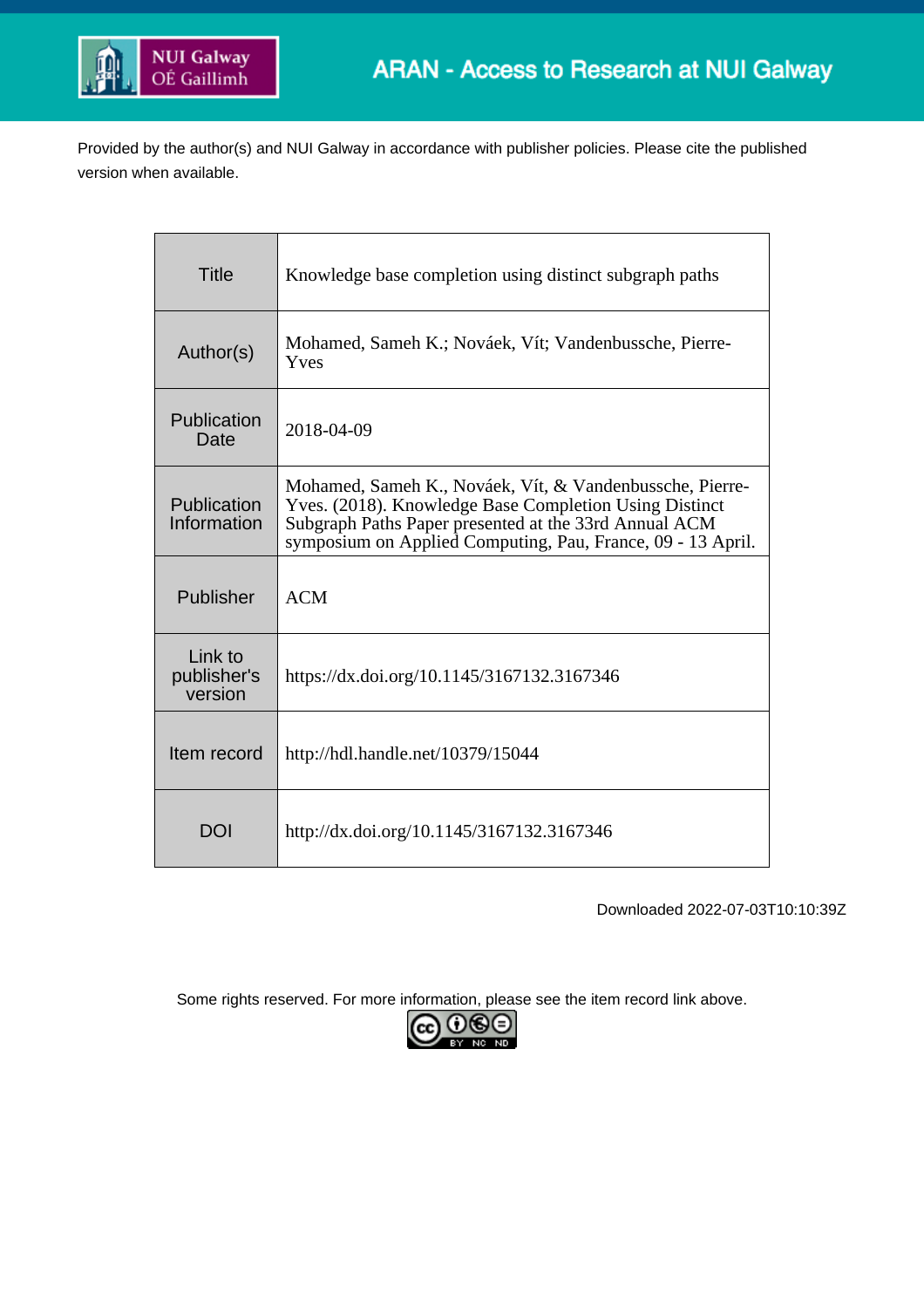Provided by the author(s) and NUI Galway in accordance with publisher policies. Please cite the published version when available.

| Title | Knowledge base completion using distinct subgraph paths |
|---|---|
| Author(s) | Mohamed, Sameh K.; Nováek, Vít; Vandenbussche, Pierre-Yves |
| Publication Date | 2018-04-09 |
| Publication Information | Mohamed, Sameh K., Nováek, Vít, & Vandenbussche, Pierre-Yves. (2018). Knowledge Base Completion Using Distinct Subgraph Paths Paper presented at the 33rd Annual ACM symposium on Applied Computing, Pau, France, 09 - 13 April. |
| Publisher | ACM |
| Link to publisher's version | https://dx.doi.org/10.1145/3167132.3167346 |
| Item record | http://hdl.handle.net/10379/15044 |
| DOI | http://dx.doi.org/10.1145/3167132.3167346 |

Downloaded 2022-07-03T10:10:39Z

Some rights reserved. For more information, please see the item record link above.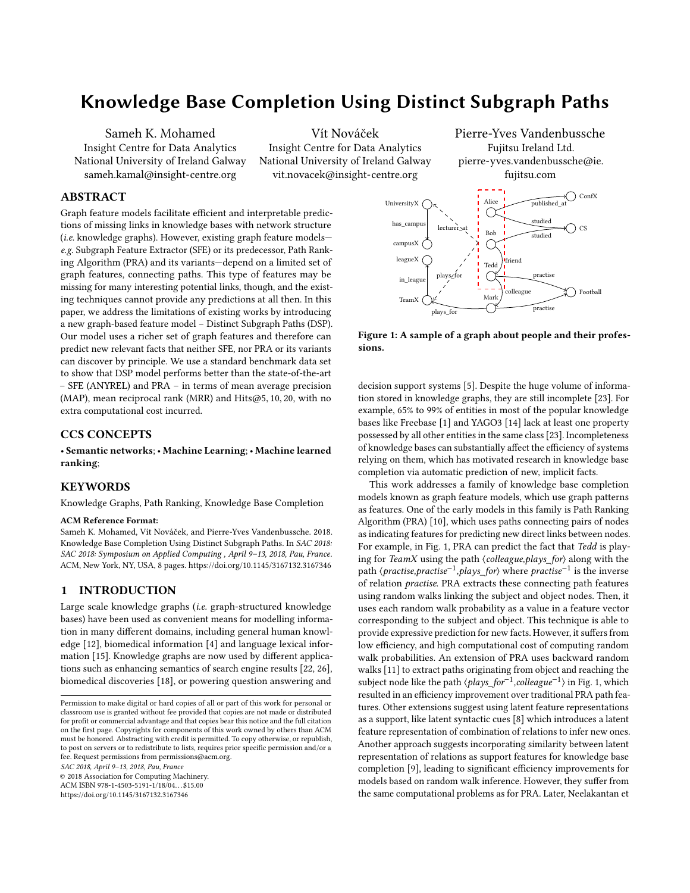# Knowledge Base Completion Using Distinct Subgraph Paths

Sameh K. Mohamed
Insight Centre for Data Analytics
National University of Ireland Galway
sameh.kamal@insight-centre.org

Vít Nováček
Insight Centre for Data Analytics
National University of Ireland Galway
vit.novacek@insight-centre.org

Pierre-Yves Vandenbussche
Fujitsu Ireland Ltd.
pierre-yves.vandenbussche@ie.fujitsu.com

## ABSTRACT

Graph feature models facilitate efficient and interpretable predictions of missing links in knowledge bases with network structure (*i.e.* knowledge graphs). However, existing graph feature models—*e.g.* Subgraph Feature Extractor (SFE) or its predecessor, Path Ranking Algorithm (PRA) and its variants—depend on a limited set of graph features, connecting paths. This type of features may be missing for many interesting potential links, though, and the existing techniques cannot provide any predictions at all then. In this paper, we address the limitations of existing works by introducing a new graph-based feature model – Distinct Subgraph Paths (DSP). Our model uses a richer set of graph features and therefore can predict new relevant facts that neither SFE, nor PRA or its variants can discover by principle. We use a standard benchmark data set to show that DSP model performs better than the state-of-the-art – SFE (ANYREL) and PRA – in terms of mean average precision (MAP), mean reciprocal rank (MRR) and Hits@5, 10, 20, with no extra computational cost incurred.

## CCS CONCEPTS

• **Semantic networks**; • **Machine Learning**; • **Machine learned ranking**;

## KEYWORDS

Knowledge Graphs, Path Ranking, Knowledge Base Completion

**ACM Reference Format:**
Sameh K. Mohamed, Vít Nováček, and Pierre-Yves Vandenbussche. 2018. Knowledge Base Completion Using Distinct Subgraph Paths. In *SAC 2018: SAC 2018: Symposium on Applied Computing , April 9–13, 2018, Pau, France.* ACM, New York, NY, USA, 8 pages. https://doi.org/10.1145/3167132.3167346

**Figure 1: A sample of a graph about people and their professions.**

## 1 INTRODUCTION

Large scale knowledge graphs (*i.e.* graph-structured knowledge bases) have been used as convenient means for modelling information in many different domains, including general human knowledge [12], biomedical information [4] and language lexical information [15]. Knowledge graphs are now used by different applications such as enhancing semantics of search engine results [22, 26], biomedical discoveries [18], or powering question answering and decision support systems [5]. Despite the huge volume of information stored in knowledge graphs, they are still incomplete [23]. For example, 65% to 99% of entities in most of the popular knowledge bases like Freebase [1] and YAGO3 [14] lack at least one property possessed by all other entities in the same class [23]. Incompleteness of knowledge bases can substantially affect the efficiency of systems relying on them, which has motivated research in knowledge base completion via automatic prediction of new, implicit facts.

This work addresses a family of knowledge base completion models known as graph feature models, which use graph patterns as features. One of the early models in this family is Path Ranking Algorithm (PRA) [10], which uses paths connecting pairs of nodes as indicating features for predicting new direct links between nodes. For example, in Fig. 1, PRA can predict the fact that *Tedd* is playing for *TeamX* using the path ⟨*colleague,plays_for*⟩ along with the path ⟨*practise,practise*$^{-1}$*,plays_for*⟩ where *practise*$^{-1}$ is the inverse of relation *practise*. PRA extracts these connecting path features using random walks linking the subject and object nodes. Then, it uses each random walk probability as a value in a feature vector corresponding to the subject and object. This technique is able to provide expressive prediction for new facts. However, it suffers from low efficiency, and high computational cost of computing random walk probabilities. An extension of PRA uses backward random walks [11] to extract paths originating from object and reaching the subject node like the path ⟨*plays_for*$^{-1}$*,colleague*$^{-1}$⟩ in Fig. 1, which resulted in an efficiency improvement over traditional PRA path features. Other extensions suggest using latent feature representations as a support, like latent syntactic cues [8] which introduces a latent feature representation of combination of relations to infer new ones. Another approach suggests incorporating similarity between latent representation of relations as support features for knowledge base completion [9], leading to significant efficiency improvements for models based on random walk inference. However, they suffer from the same computational problems as for PRA. Later, Neelakantan et

Permission to make digital or hard copies of all or part of this work for personal or classroom use is granted without fee provided that copies are not made or distributed for profit or commercial advantage and that copies bear this notice and the full citation on the first page. Copyrights for components of this work owned by others than ACM must be honored. Abstracting with credit is permitted. To copy otherwise, or republish, to post on servers or to redistribute to lists, requires prior specific permission and/or a fee. Request permissions from permissions@acm.org.
*SAC 2018, April 9–13, 2018, Pau, France*
© 2018 Association for Computing Machinery.
ACM ISBN 978-1-4503-5191-1/18/04...$15.00
https://doi.org/10.1145/3167132.3167346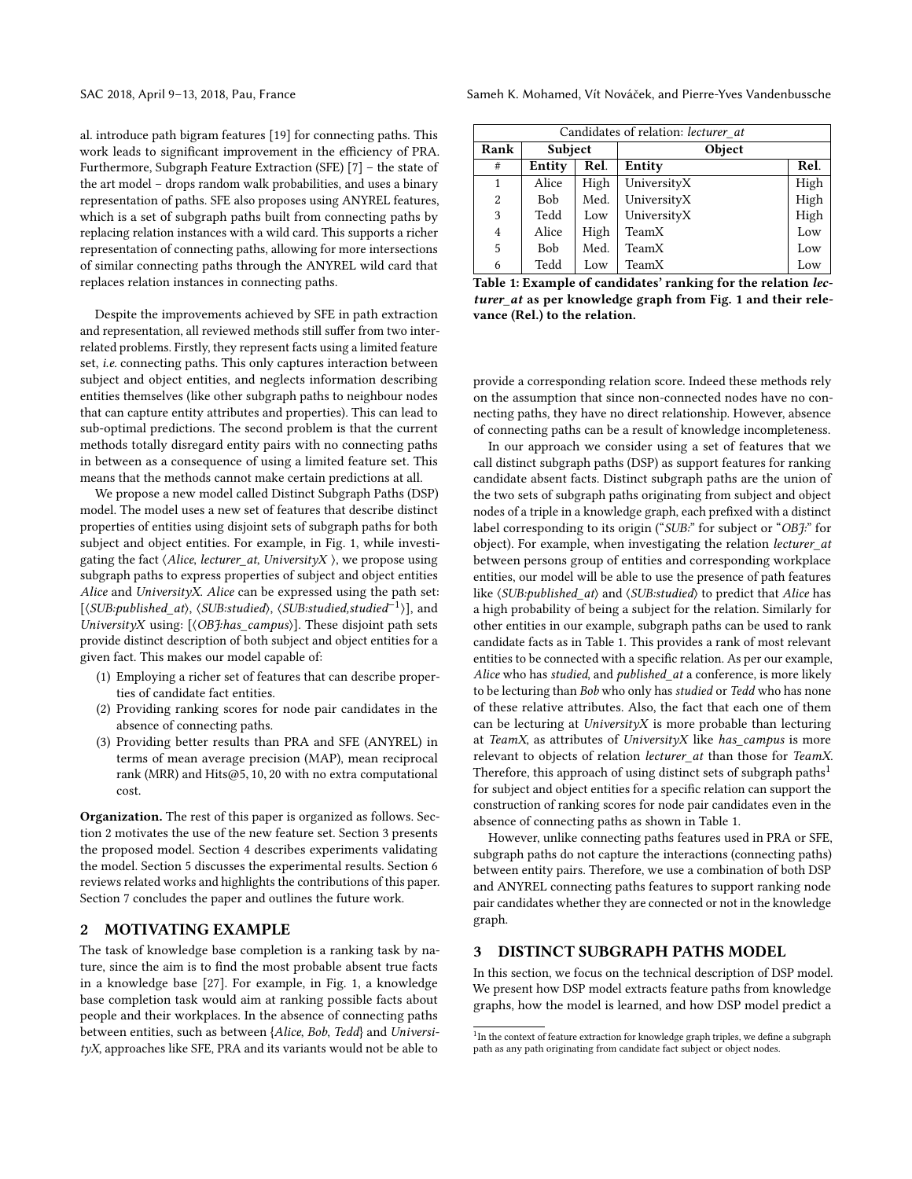al. introduce path bigram features [19] for connecting paths. This work leads to significant improvement in the efficiency of PRA. Furthermore, Subgraph Feature Extraction (SFE) [7] – the state of the art model – drops random walk probabilities, and uses a binary representation of paths. SFE also proposes using ANYREL features, which is a set of subgraph paths built from connecting paths by replacing relation instances with a wild card. This supports a richer representation of connecting paths, allowing for more intersections of similar connecting paths through the ANYREL wild card that replaces relation instances in connecting paths.

Despite the improvements achieved by SFE in path extraction and representation, all reviewed methods still suffer from two interrelated problems. Firstly, they represent facts using a limited feature set, *i.e.* connecting paths. This only captures interaction between subject and object entities, and neglects information describing entities themselves (like other subgraph paths to neighbour nodes that can capture entity attributes and properties). This can lead to sub-optimal predictions. The second problem is that the current methods totally disregard entity pairs with no connecting paths in between as a consequence of using a limited feature set. This means that the methods cannot make certain predictions at all.

We propose a new model called Distinct Subgraph Paths (DSP) model. The model uses a new set of features that describe distinct properties of entities using disjoint sets of subgraph paths for both subject and object entities. For example, in Fig. 1, while investigating the fact ⟨*Alice*, *lecturer_at*, *UniversityX* ⟩, we propose using subgraph paths to express properties of subject and object entities *Alice* and *UniversityX*. *Alice* can be expressed using the path set: [⟨*SUB:published_at*⟩, ⟨*SUB:studied*⟩, ⟨*SUB:studied,studied*$^{-1}$⟩], and *UniversityX* using: [⟨*OBJ:has_campus*⟩]. These disjoint path sets provide distinct description of both subject and object entities for a given fact. This makes our model capable of:

1. Employing a richer set of features that can describe properties of candidate fact entities.
2. Providing ranking scores for node pair candidates in the absence of connecting paths.
3. Providing better results than PRA and SFE (ANYREL) in terms of mean average precision (MAP), mean reciprocal rank (MRR) and Hits@5, 10, 20 with no extra computational cost.

**Organization.** The rest of this paper is organized as follows. Section 2 motivates the use of the new feature set. Section 3 presents the proposed model. Section 4 describes experiments validating the model. Section 5 discusses the experimental results. Section 6 reviews related works and highlights the contributions of this paper. Section 7 concludes the paper and outlines the future work.

## 2 MOTIVATING EXAMPLE

The task of knowledge base completion is a ranking task by nature, since the aim is to find the most probable absent true facts in a knowledge base [27]. For example, in Fig. 1, a knowledge base completion task would aim at ranking possible facts about people and their workplaces. In the absence of connecting paths between entities, such as between {*Alice*, *Bob*, *Tedd*} and *UniversityX*, approaches like SFE, PRA and its variants would not be able to provide a corresponding relation score. Indeed these methods rely on the assumption that since non-connected nodes have no connecting paths, they have no direct relationship. However, absence of connecting paths can be a result of knowledge incompleteness.

| Candidates of relation: *lecturer_at* | | | | |
|---|---|---|---|---|
| **Rank** | **Subject** | | **Object** | |
| # | **Entity** | **Rel.** | **Entity** | **Rel.** |
| 1 | Alice | High | UniversityX | High |
| 2 | Bob | Med. | UniversityX | High |
| 3 | Tedd | Low | UniversityX | High |
| 4 | Alice | High | TeamX | Low |
| 5 | Bob | Med. | TeamX | Low |
| 6 | Tedd | Low | TeamX | Low |

**Table 1: Example of candidates' ranking for the relation *lecturer_at* as per knowledge graph from Fig. 1 and their relevance (Rel.) to the relation.**

In our approach we consider using a set of features that we call distinct subgraph paths (DSP) as support features for ranking candidate absent facts. Distinct subgraph paths are the union of the two sets of subgraph paths originating from subject and object nodes of a triple in a knowledge graph, each prefixed with a distinct label corresponding to its origin ("*SUB:*" for subject or "*OBJ:*" for object). For example, when investigating the relation *lecturer_at* between persons group of entities and corresponding workplace entities, our model will be able to use the presence of path features like ⟨*SUB:published_at*⟩ and ⟨*SUB:studied*⟩ to predict that *Alice* has a high probability of being a subject for the relation. Similarly for other entities in our example, subgraph paths can be used to rank candidate facts as in Table 1. This provides a rank of most relevant entities to be connected with a specific relation. As per our example, *Alice* who has *studied*, and *published_at* a conference, is more likely to be lecturing than *Bob* who only has *studied* or *Tedd* who has none of these relative attributes. Also, the fact that each one of them can be lecturing at *UniversityX* is more probable than lecturing at *TeamX*, as attributes of *UniversityX* like *has_campus* is more relevant to objects of relation *lecturer_at* than those for *TeamX*. Therefore, this approach of using distinct sets of subgraph paths[1] for subject and object entities for a specific relation can support the construction of ranking scores for node pair candidates even in the absence of connecting paths as shown in Table 1.

However, unlike connecting paths features used in PRA or SFE, subgraph paths do not capture the interactions (connecting paths) between entity pairs. Therefore, we use a combination of both DSP and ANYREL connecting paths features to support ranking node pair candidates whether they are connected or not in the knowledge graph.

## 3 DISTINCT SUBGRAPH PATHS MODEL

In this section, we focus on the technical description of DSP model. We present how DSP model extracts feature paths from knowledge graphs, how the model is learned, and how DSP model predict a

[1] In the context of feature extraction for knowledge graph triples, we define a subgraph path as any path originating from candidate fact subject or object nodes.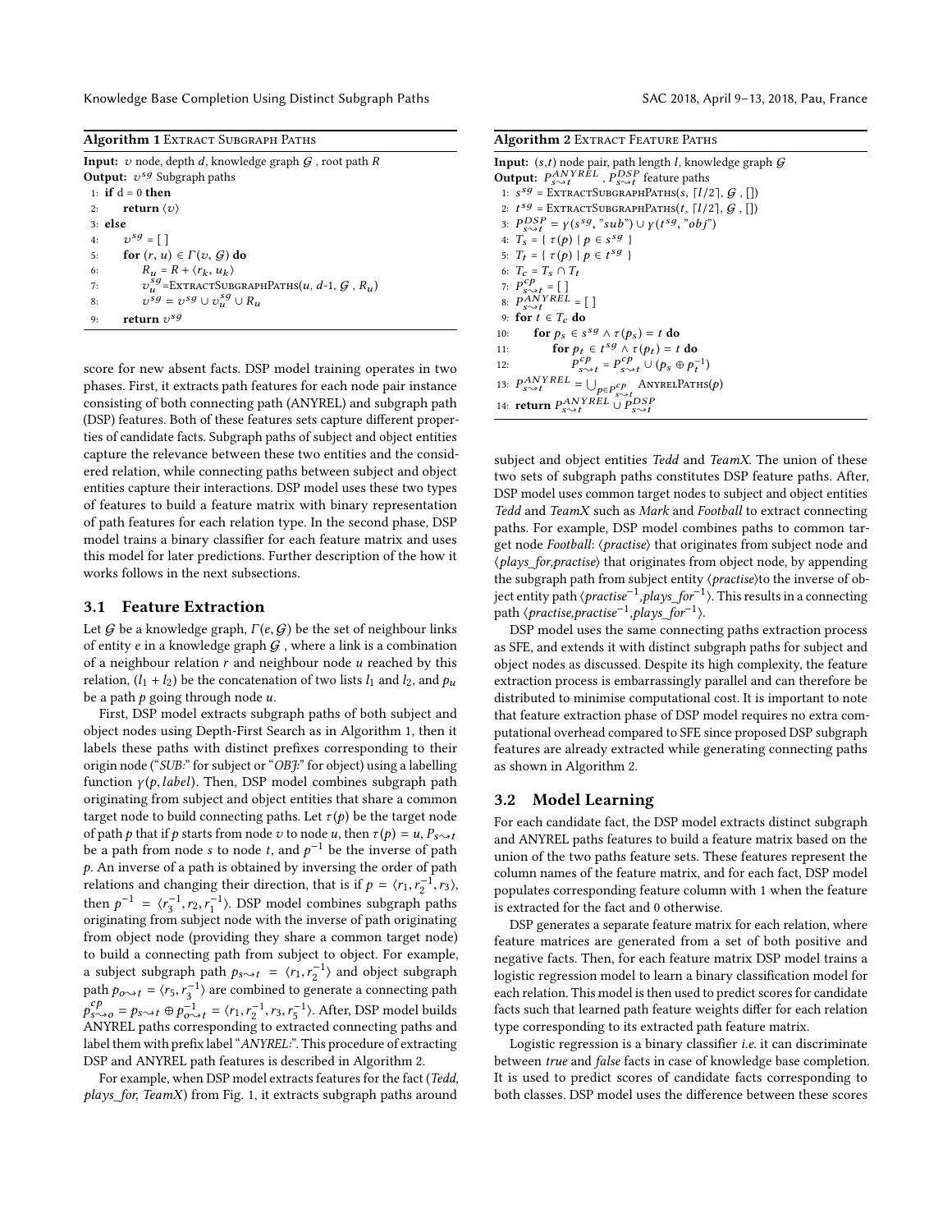**Algorithm 1** Extract Subgraph Paths

```
Input: v node, depth d, knowledge graph G, root path R
Output: v^sg Subgraph paths
1: if d = 0 then
2:     return ⟨v⟩
3: else
4:     v^sg = [ ]
5:     for (r, u) ∈ Γ(v, G) do
6:         R_u = R + ⟨r_k, u_k⟩
7:         v_u^sg = ExtractSubgraphPaths(u, d-1, G, R_u)
8:         v^sg = v^sg ∪ v_u^sg ∪ R_u
9:     return v^sg
```

score for new absent facts. DSP model training operates in two phases. First, it extracts path features for each node pair instance consisting of both connecting path (ANYREL) and subgraph path (DSP) features. Both of these features sets capture different properties of candidate facts. Subgraph paths of subject and object entities capture the relevance between these two entities and the considered relation, while connecting paths between subject and object entities capture their interactions. DSP model uses these two types of features to build a feature matrix with binary representation of path features for each relation type. In the second phase, DSP model trains a binary classifier for each feature matrix and uses this model for later predictions. Further description of the how it works follows in the next subsections.

## 3.1 Feature Extraction

Let $\mathcal{G}$ be a knowledge graph, $\Gamma(e, \mathcal{G})$ be the set of neighbour links of entity $e$ in a knowledge graph $\mathcal{G}$, where a link is a combination of a neighbour relation $r$ and neighbour node $u$ reached by this relation, $(l_1 + l_2)$ be the concatenation of two lists $l_1$ and $l_2$, and $p_u$ be a path $p$ going through node $u$.

First, DSP model extracts subgraph paths of both subject and object nodes using Depth-First Search as in Algorithm 1, then it labels these paths with distinct prefixes corresponding to their origin node ("*SUB:*" for subject or "*OBJ:*" for object) using a labelling function $\gamma(p, label)$. Then, DSP model combines subgraph path originating from subject and object entities that share a common target node to build connecting paths. Let $\tau(p)$ be the target node of path $p$ that if $p$ starts from node $v$ to node $u$, then $\tau(p) = u$, $P_{s \rightsquigarrow t}$ be a path from node $s$ to node $t$, and $p^{-1}$ be the inverse of path $p$. An inverse of a path is obtained by inversing the order of path relations and changing their direction, that is if $p = \langle r_1, r_2^{-1}, r_3 \rangle$, then $p^{-1} = \langle r_3^{-1}, r_2, r_1^{-1} \rangle$. DSP model combines subgraph paths originating from subject node with the inverse of path originating from object node (providing they share a common target node) to build a connecting path from subject to object. For example, a subject subgraph path $p_{s \rightsquigarrow t} = \langle r_1, r_2^{-1} \rangle$ and object subgraph path $p_{o \rightsquigarrow t} = \langle r_5, r_3^{-1} \rangle$ are combined to generate a connecting path $p^{cp}_{s \rightsquigarrow o} = p_{s \rightsquigarrow t} \oplus p^{-1}_{o \rightsquigarrow t} = \langle r_1, r_2^{-1}, r_3, r_5^{-1} \rangle$. After, DSP model builds ANYREL paths corresponding to extracted connecting paths and label them with prefix label "*ANYREL:*". This procedure of extracting DSP and ANYREL path features is described in Algorithm 2.

For example, when DSP model extracts features for the fact (*Tedd, plays_for, TeamX*) from Fig. 1, it extracts subgraph paths around

**Algorithm 2** Extract Feature Paths

```
Input: (s,t) node pair, path length l, knowledge graph G
Output: P^ANYREL_{s⇝t}, P^DSP_{s⇝t} feature paths
1: s^sg = ExtractSubgraphPaths(s, ⌈l/2⌉, G, [])
2: t^sg = ExtractSubgraphPaths(t, ⌈l/2⌉, G, [])
3: P^DSP_{s⇝t} = γ(s^sg, "sub") ∪ γ(t^sg, "obj")
4: T_s = { τ(p) | p ∈ s^sg }
5: T_t = { τ(p) | p ∈ t^sg }
6: T_c = T_s ∩ T_t
7: P^cp_{s⇝t} = [ ]
8: P^ANYREL_{s⇝t} = [ ]
9: for t ∈ T_c do
10:     for p_s ∈ s^sg ∧ τ(p_s) = t do
11:         for p_t ∈ t^sg ∧ τ(p_t) = t do
12:             P^cp_{s⇝t} = P^cp_{s⇝t} ∪ (p_s ⊕ p_t^{-1})
13: P^ANYREL_{s⇝t} = ⋃_{p∈P^cp_{s⇝t}} AnyrelPaths(p)
14: return P^ANYREL_{s⇝t} ∪ P^DSP_{s⇝t}
```

subject and object entities *Tedd* and *TeamX*. The union of these two sets of subgraph paths constitutes DSP feature paths. After, DSP model uses common target nodes to subject and object entities *Tedd* and *TeamX* such as *Mark* and *Football* to extract connecting paths. For example, DSP model combines paths to common target node *Football*: ⟨*practise*⟩ that originates from subject node and ⟨*plays_for,practise*⟩ that originates from object node, by appending the subgraph path from subject entity ⟨*practise*⟩to the inverse of object entity path ⟨$practise^{-1}$,$plays\_for^{-1}$⟩. This results in a connecting path ⟨*practise*,$practise^{-1}$,$plays\_for^{-1}$⟩.

DSP model uses the same connecting paths extraction process as SFE, and extends it with distinct subgraph paths for subject and object nodes as discussed. Despite its high complexity, the feature extraction process is embarrassingly parallel and can therefore be distributed to minimise computational cost. It is important to note that feature extraction phase of DSP model requires no extra computational overhead compared to SFE since proposed DSP subgraph features are already extracted while generating connecting paths as shown in Algorithm 2.

## 3.2 Model Learning

For each candidate fact, the DSP model extracts distinct subgraph and ANYREL paths features to build a feature matrix based on the union of the two paths feature sets. These features represent the column names of the feature matrix, and for each fact, DSP model populates corresponding feature column with 1 when the feature is extracted for the fact and 0 otherwise.

DSP generates a separate feature matrix for each relation, where feature matrices are generated from a set of both positive and negative facts. Then, for each feature matrix DSP model trains a logistic regression model to learn a binary classification model for each relation. This model is then used to predict scores for candidate facts such that learned path feature weights differ for each relation type corresponding to its extracted path feature matrix.

Logistic regression is a binary classifier *i.e.* it can discriminate between *true* and *false* facts in case of knowledge base completion. It is used to predict scores of candidate facts corresponding to both classes. DSP model uses the difference between these scores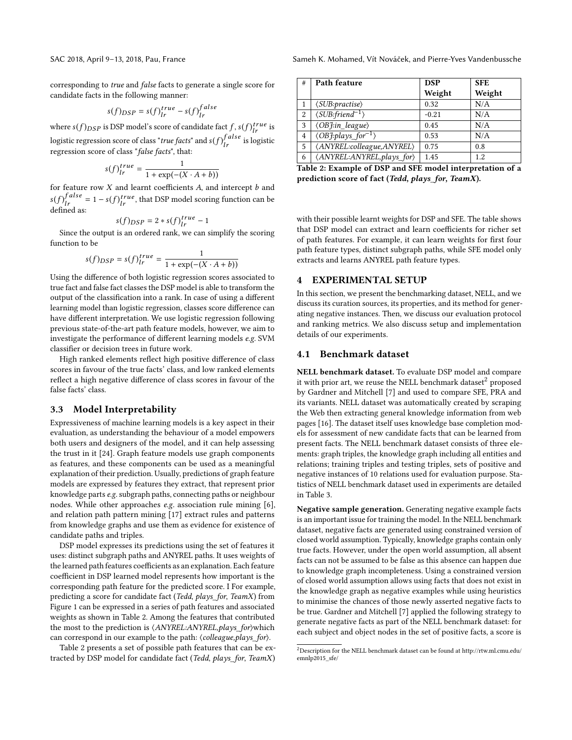corresponding to *true* and *false* facts to generate a single score for candidate facts in the following manner:

$$s(f)_{DSP} = s(f)_{lr}^{true} - s(f)_{lr}^{false}$$

where $s(f)_{DSP}$ is DSP model's score of candidate fact $f$, $s(f)_{lr}^{true}$ is logistic regression score of class "*true facts*" and $s(f)_{lr}^{false}$ is logistic regression score of class "*false facts*", that:

$$s(f)_{lr}^{true} = \frac{1}{1 + \exp(-(X \cdot A + b))}$$

for feature row $X$ and learnt coefficients $A$, and intercept $b$ and $s(f)_{lr}^{false} = 1 - s(f)_{lr}^{true}$, that DSP model scoring function can be defined as:

$$s(f)_{DSP} = 2 * s(f)_{lr}^{true} - 1$$

Since the output is an ordered rank, we can simplify the scoring function to be

$$s(f)_{DSP} = s(f)_{lr}^{true} = \frac{1}{1 + \exp(-(X \cdot A + b))}$$

Using the difference of both logistic regression scores associated to true fact and false fact classes the DSP model is able to transform the output of the classification into a rank. In case of using a different learning model than logistic regression, classes score difference can have different interpretation. We use logistic regression following previous state-of-the-art path feature models, however, we aim to investigate the performance of different learning models *e.g.* SVM classifier or decision trees in future work.

High ranked elements reflect high positive difference of class scores in favour of the true facts' class, and low ranked elements reflect a high negative difference of class scores in favour of the false facts' class.

## 3.3 Model Interpretability

Expressiveness of machine learning models is a key aspect in their evaluation, as understanding the behaviour of a model empowers both users and designers of the model, and it can help assessing the trust in it [24]. Graph feature models use graph components as features, and these components can be used as a meaningful explanation of their prediction. Usually, predictions of graph feature models are expressed by features they extract, that represent prior knowledge parts *e.g.* subgraph paths, connecting paths or neighbour nodes. While other approaches *e.g.* association rule mining [6], and relation path pattern mining [17] extract rules and patterns from knowledge graphs and use them as evidence for existence of candidate paths and triples.

DSP model expresses its predictions using the set of features it uses: distinct subgraph paths and ANYREL paths. It uses weights of the learned path features coefficients as an explanation. Each feature coefficient in DSP learned model represents how important is the corresponding path feature for the predicted score. I For example, predicting a score for candidate fact (*Tedd, plays_for, TeamX*) from Figure 1 can be expressed in a series of path features and associated weights as shown in Table 2. Among the features that contributed the most to the prediction is ⟨*ANYREL:ANYREL,plays_for*⟩which can correspond in our example to the path: ⟨*colleague,plays_for*⟩.

Table 2 presents a set of possible path features that can be extracted by DSP model for candidate fact (*Tedd, plays_for, TeamX*)

| # | Path feature | DSP Weight | SFE Weight |
|---|---|---|---|
| 1 | ⟨*SUB:practise*⟩ | 0.32 | N/A |
| 2 | ⟨*SUB:friend*$^{-1}$⟩ | -0.21 | N/A |
| 3 | ⟨*OBJ:in_league*⟩ | 0.45 | N/A |
| 4 | ⟨*OBJ:plays_for*$^{-1}$⟩ | 0.53 | N/A |
| 5 | ⟨*ANYREL:colleague,ANYREL*⟩ | 0.75 | 0.8 |
| 6 | ⟨*ANYREL:ANYREL,plays_for*⟩ | 1.45 | 1.2 |

**Table 2: Example of DSP and SFE model interpretation of a prediction score of fact (*Tedd, plays_for, TeamX*).**

with their possible learnt weights for DSP and SFE. The table shows that DSP model can extract and learn coefficients for richer set of path features. For example, it can learn weights for first four path feature types, distinct subgraph paths, while SFE model only extracts and learns ANYREL path feature types.

# 4 EXPERIMENTAL SETUP

In this section, we present the benchmarking dataset, NELL, and we discuss its curation sources, its properties, and its method for generating negative instances. Then, we discuss our evaluation protocol and ranking metrics. We also discuss setup and implementation details of our experiments.

## 4.1 Benchmark dataset

**NELL benchmark dataset.** To evaluate DSP model and compare it with prior art, we reuse the NELL benchmark dataset[2] proposed by Gardner and Mitchell [7] and used to compare SFE, PRA and its variants. NELL dataset was automatically created by scraping the Web then extracting general knowledge information from web pages [16]. The dataset itself uses knowledge base completion models for assessment of new candidate facts that can be learned from present facts. The NELL benchmark dataset consists of three elements: graph triples, the knowledge graph including all entities and relations; training triples and testing triples, sets of positive and negative instances of 10 relations used for evaluation purpose. Statistics of NELL benchmark dataset used in experiments are detailed in Table 3.

**Negative sample generation.** Generating negative example facts is an important issue for training the model. In the NELL benchmark dataset, negative facts are generated using constrained version of closed world assumption. Typically, knowledge graphs contain only true facts. However, under the open world assumption, all absent facts can not be assumed to be false as this absence can happen due to knowledge graph incompleteness. Using a constrained version of closed world assumption allows using facts that does not exist in the knowledge graph as negative examples while using heuristics to minimise the chances of those newly asserted negative facts to be true. Gardner and Mitchell [7] applied the following strategy to generate negative facts as part of the NELL benchmark dataset: for each subject and object nodes in the set of positive facts, a score is

[2] Description for the NELL benchmark dataset can be found at http://rtw.ml.cmu.edu/emnlp2015_sfe/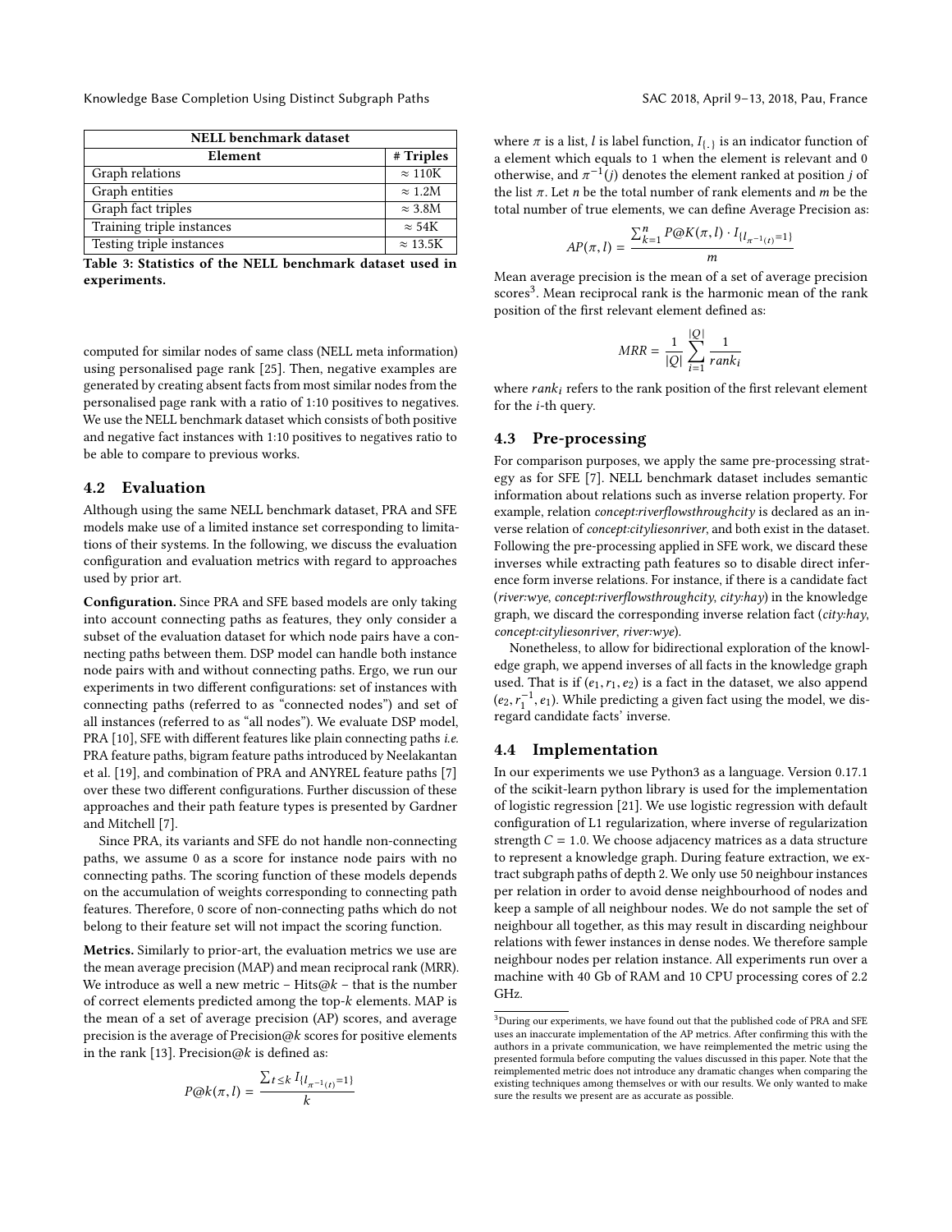| NELL benchmark dataset | |
|---|---|
| **Element** | **# Triples** |
| Graph relations | ≈ 110K |
| Graph entities | ≈ 1.2M |
| Graph fact triples | ≈ 3.8M |
| Training triple instances | ≈ 54K |
| Testing triple instances | ≈ 13.5K |

**Table 3: Statistics of the NELL benchmark dataset used in experiments.**

computed for similar nodes of same class (NELL meta information) using personalised page rank [25]. Then, negative examples are generated by creating absent facts from most similar nodes from the personalised page rank with a ratio of 1:10 positives to negatives. We use the NELL benchmark dataset which consists of both positive and negative fact instances with 1:10 positives to negatives ratio to be able to compare to previous works.

## 4.2 Evaluation

Although using the same NELL benchmark dataset, PRA and SFE models make use of a limited instance set corresponding to limitations of their systems. In the following, we discuss the evaluation configuration and evaluation metrics with regard to approaches used by prior art.

**Configuration.** Since PRA and SFE based models are only taking into account connecting paths as features, they only consider a subset of the evaluation dataset for which node pairs have a connecting paths between them. DSP model can handle both instance node pairs with and without connecting paths. Ergo, we run our experiments in two different configurations: set of instances with connecting paths (referred to as "connected nodes") and set of all instances (referred to as "all nodes"). We evaluate DSP model, PRA [10], SFE with different features like plain connecting paths *i.e.* PRA feature paths, bigram feature paths introduced by Neelakantan et al. [19], and combination of PRA and ANYREL feature paths [7] over these two different configurations. Further discussion of these approaches and their path feature types is presented by Gardner and Mitchell [7].

Since PRA, its variants and SFE do not handle non-connecting paths, we assume 0 as a score for instance node pairs with no connecting paths. The scoring function of these models depends on the accumulation of weights corresponding to connecting path features. Therefore, 0 score of non-connecting paths which do not belong to their feature set will not impact the scoring function.

**Metrics.** Similarly to prior-art, the evaluation metrics we use are the mean average precision (MAP) and mean reciprocal rank (MRR). We introduce as well a new metric – Hits@$k$ – that is the number of correct elements predicted among the top-$k$ elements. MAP is the mean of a set of average precision (AP) scores, and average precision is the average of Precision@$k$ scores for positive elements in the rank [13]. Precision@$k$ is defined as:

$$P@k(\pi, l) = \frac{\sum_{t \leq k} I_{\{l_{\pi^{-1}(t)}=1\}}}{k}$$

where $\pi$ is a list, $l$ is label function, $I_{\{.\}}$ is an indicator function of a element which equals to 1 when the element is relevant and 0 otherwise, and $\pi^{-1}(j)$ denotes the element ranked at position $j$ of the list $\pi$. Let $n$ be the total number of rank elements and $m$ be the total number of true elements, we can define Average Precision as:

$$AP(\pi, l) = \frac{\sum_{k=1}^{n} P@K(\pi, l) \cdot I_{\{l_{\pi^{-1}(t)}=1\}}}{m}$$

Mean average precision is the mean of a set of average precision scores[3]. Mean reciprocal rank is the harmonic mean of the rank position of the first relevant element defined as:

$$MRR = \frac{1}{|Q|} \sum_{i=1}^{|Q|} \frac{1}{rank_i}$$

where $rank_i$ refers to the rank position of the first relevant element for the $i$-th query.

## 4.3 Pre-processing

For comparison purposes, we apply the same pre-processing strategy as for SFE [7]. NELL benchmark dataset includes semantic information about relations such as inverse relation property. For example, relation *concept:riverflowsthroughcity* is declared as an inverse relation of *concept:cityliesonriver*, and both exist in the dataset. Following the pre-processing applied in SFE work, we discard these inverses while extracting path features so to disable direct inference form inverse relations. For instance, if there is a candidate fact (*river:wye*, *concept:riverflowsthroughcity*, *city:hay*) in the knowledge graph, we discard the corresponding inverse relation fact (*city:hay*, *concept:cityliesonriver*, *river:wye*).

Nonetheless, to allow for bidirectional exploration of the knowledge graph, we append inverses of all facts in the knowledge graph used. That is if $(e_1, r_1, e_2)$ is a fact in the dataset, we also append $(e_2, r_1^{-1}, e_1)$. While predicting a given fact using the model, we disregard candidate facts' inverse.

## 4.4 Implementation

In our experiments we use Python3 as a language. Version 0.17.1 of the scikit-learn python library is used for the implementation of logistic regression [21]. We use logistic regression with default configuration of L1 regularization, where inverse of regularization strength $C = 1.0$. We choose adjacency matrices as a data structure to represent a knowledge graph. During feature extraction, we extract subgraph paths of depth 2. We only use 50 neighbour instances per relation in order to avoid dense neighbourhood of nodes and keep a sample of all neighbour nodes. We do not sample the set of neighbour all together, as this may result in discarding neighbour relations with fewer instances in dense nodes. We therefore sample neighbour nodes per relation instance. All experiments run over a machine with 40 Gb of RAM and 10 CPU processing cores of 2.2 GHz.

[3]During our experiments, we have found out that the published code of PRA and SFE uses an inaccurate implementation of the AP metrics. After confirming this with the authors in a private communication, we have reimplemented the metric using the presented formula before computing the values discussed in this paper. Note that the reimplemented metric does not introduce any dramatic changes when comparing the existing techniques among themselves or with our results. We only wanted to make sure the results we present are as accurate as possible.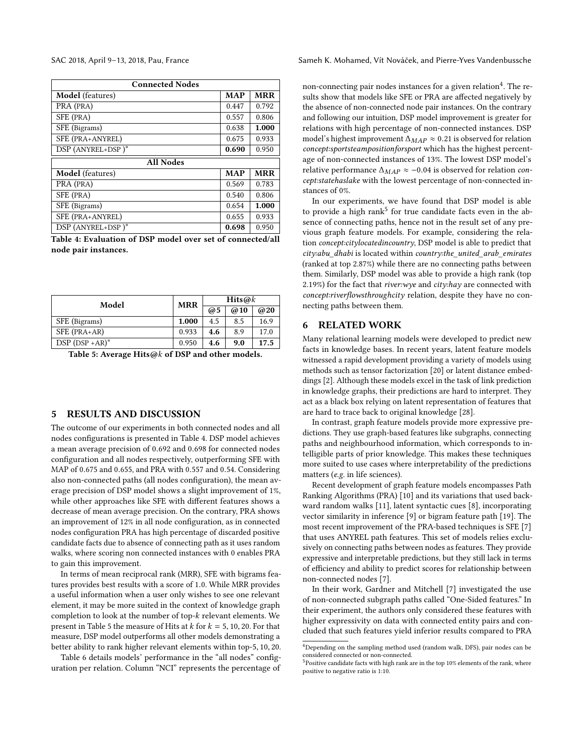| Connected Nodes | | |
|---|---|---|
| **Model** (features) | **MAP** | **MRR** |
| PRA (PRA) | 0.447 | 0.792 |
| SFE (PRA) | 0.557 | 0.806 |
| SFE (Bigrams) | 0.638 | **1.000** |
| SFE (PRA+ANYREL) | 0.675 | 0.933 |
| DSP (ANYREL+DSP )* | **0.690** | 0.950 |
| **All Nodes** | | |
| **Model** (features) | **MAP** | **MRR** |
| PRA (PRA) | 0.569 | 0.783 |
| SFE (PRA) | 0.540 | 0.806 |
| SFE (Bigrams) | 0.654 | **1.000** |
| SFE (PRA+ANYREL) | 0.655 | 0.933 |
| DSP (ANYREL+DSP )* | **0.698** | 0.950 |

**Table 4: Evaluation of DSP model over set of connected/all node pair instances.**

| Model | MRR | Hits@$k$ | | |
|---|---|---|---|---|
| | | **@5** | **@10** | **@20** |
| SFE (Bigrams) | **1.000** | 4.5 | 8.5 | 16.9 |
| SFE (PRA+AR) | 0.933 | **4.6** | 8.9 | 17.0 |
| DSP (DSP +AR)* | 0.950 | **4.6** | **9.0** | **17.5** |

**Table 5: Average Hits@$k$ of DSP and other models.**

## 5 RESULTS AND DISCUSSION

The outcome of our experiments in both connected nodes and all nodes configurations is presented in Table 4. DSP model achieves a mean average precision of 0.692 and 0.698 for connected nodes configuration and all nodes respectively, outperforming SFE with MAP of 0.675 and 0.655, and PRA with 0.557 and 0.54. Considering also non-connected paths (all nodes configuration), the mean average precision of DSP model shows a slight improvement of 1%, while other approaches like SFE with different features shows a decrease of mean average precision. On the contrary, PRA shows an improvement of 12% in all node configuration, as in connected nodes configuration PRA has high percentage of discarded positive candidate facts due to absence of connecting path as it uses random walks, where scoring non connected instances with 0 enables PRA to gain this improvement.

In terms of mean reciprocal rank (MRR), SFE with bigrams features provides best results with a score of 1.0. While MRR provides a useful information when a user only wishes to see one relevant element, it may be more suited in the context of knowledge graph completion to look at the number of top-$k$ relevant elements. We present in Table 5 the measure of Hits at $k$ for $k$ = 5, 10, 20. For that measure, DSP model outperforms all other models demonstrating a better ability to rank higher relevant elements within top-5, 10, 20.

Table 6 details models' performance in the "all nodes" configuration per relation. Column "NCI" represents the percentage of non-connecting pair nodes instances for a given relation[4]. The results show that models like SFE or PRA are affected negatively by the absence of non-connected node pair instances. On the contrary and following our intuition, DSP model improvement is greater for relations with high percentage of non-connected instances. DSP model's highest improvement $\Delta_{MAP} \approx 0.21$ is observed for relation *concept:sportsteampositionforsport* which has the highest percentage of non-connected instances of 13%. The lowest DSP model's relative performance $\Delta_{MAP} \approx -0.04$ is observed for relation *concept:statehaslake* with the lowest percentage of non-connected instances of 0%.

In our experiments, we have found that DSP model is able to provide a high rank[5] for true candidate facts even in the absence of connecting paths, hence not in the result set of any previous graph feature models. For example, considering the relation *concept:citylocatedincountry*, DSP model is able to predict that *city:abu_dhabi* is located within *country:the_united_arab_emirates* (ranked at top 2.87%) while there are no connecting paths between them. Similarly, DSP model was able to provide a high rank (top 2.19%) for the fact that *river:wye* and *city:hay* are connected with *concept:riverflowsthroughcity* relation, despite they have no connecting paths between them.

## 6 RELATED WORK

Many relational learning models were developed to predict new facts in knowledge bases. In recent years, latent feature models witnessed a rapid development providing a variety of models using methods such as tensor factorization [20] or latent distance embeddings [2]. Although these models excel in the task of link prediction in knowledge graphs, their predictions are hard to interpret. They act as a black box relying on latent representation of features that are hard to trace back to original knowledge [28].

In contrast, graph feature models provide more expressive predictions. They use graph-based features like subgraphs, connecting paths and neighbourhood information, which corresponds to intelligible parts of prior knowledge. This makes these techniques more suited to use cases where interpretability of the predictions matters (*e.g.* in life sciences).

Recent development of graph feature models encompasses Path Ranking Algorithms (PRA) [10] and its variations that used backward random walks [11], latent syntactic cues [8], incorporating vector similarity in inference [9] or bigram feature path [19]. The most recent improvement of the PRA-based techniques is SFE [7] that uses ANYREL path features. This set of models relies exclusively on connecting paths between nodes as features. They provide expressive and interpretable predictions, but they still lack in terms of efficiency and ability to predict scores for relationship between non-connected nodes [7].

In their work, Gardner and Mitchell [7] investigated the use of non-connected subgraph paths called "One-Sided features." In their experiment, the authors only considered these features with higher expressivity on data with connected entity pairs and concluded that such features yield inferior results compared to PRA

[4] Depending on the sampling method used (random walk, DFS), pair nodes can be considered connected or non-connected.

[5] Positive candidate facts with high rank are in the top 10% elements of the rank, where positive to negative ratio is 1:10.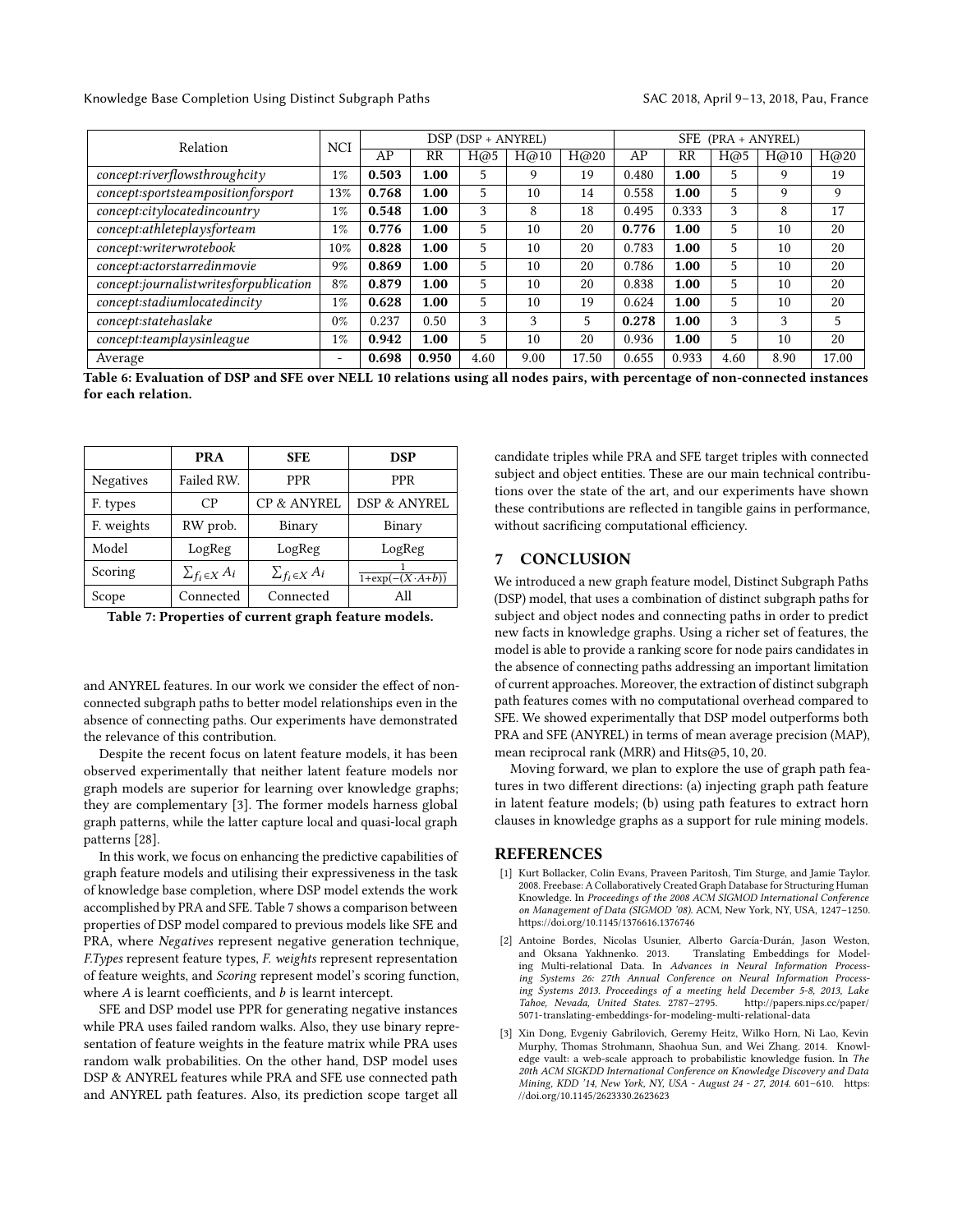| Relation | NCI | DSP (DSP + ANYREL) | | | | | SFE (PRA + ANYREL) | | | | |
|---|---|---|---|---|---|---|---|---|---|---|---|
| | | AP | RR | H@5 | H@10 | H@20 | AP | RR | H@5 | H@10 | H@20 |
| *concept:riverflowsthroughcity* | 1% | **0.503** | **1.00** | 5 | 9 | 19 | 0.480 | **1.00** | 5 | 9 | 19 |
| *concept:sportsteampositionforsport* | 13% | **0.768** | **1.00** | 5 | 10 | 14 | 0.558 | **1.00** | 5 | 9 | 9 |
| *concept:citylocatedincountry* | 1% | **0.548** | **1.00** | 3 | 8 | 18 | 0.495 | 0.333 | 3 | 8 | 17 |
| *concept:athleteplaysforteam* | 1% | **0.776** | **1.00** | 5 | 10 | 20 | **0.776** | **1.00** | 5 | 10 | 20 |
| *concept:writerwrotebook* | 10% | **0.828** | **1.00** | 5 | 10 | 20 | 0.783 | **1.00** | 5 | 10 | 20 |
| *concept:actorstarredinmovie* | 9% | **0.869** | **1.00** | 5 | 10 | 20 | 0.786 | **1.00** | 5 | 10 | 20 |
| *concept:journalistwritesforpublication* | 8% | **0.879** | **1.00** | 5 | 10 | 20 | 0.838 | **1.00** | 5 | 10 | 20 |
| *concept:stadiumlocatedincity* | 1% | **0.628** | **1.00** | 5 | 10 | 19 | 0.624 | **1.00** | 5 | 10 | 20 |
| *concept:statehaslake* | 0% | 0.237 | 0.50 | 3 | 3 | 5 | **0.278** | **1.00** | 3 | 3 | 5 |
| *concept:teamplaysinleague* | 1% | **0.942** | **1.00** | 5 | 10 | 20 | 0.936 | **1.00** | 5 | 10 | 20 |
| Average | - | **0.698** | **0.950** | 4.60 | 9.00 | 17.50 | 0.655 | 0.933 | 4.60 | 8.90 | 17.00 |

**Table 6: Evaluation of DSP and SFE over NELL 10 relations using all nodes pairs, with percentage of non-connected instances for each relation.**

| | **PRA** | **SFE** | **DSP** |
|---|---|---|---|
| Negatives | Failed RW. | PPR | PPR |
| F. types | CP | CP & ANYREL | DSP & ANYREL |
| F. weights | RW prob. | Binary | Binary |
| Model | LogReg | LogReg | LogReg |
| Scoring | $\sum_{f_i \in X} A_i$ | $\sum_{f_i \in X} A_i$ | $\frac{1}{1+\exp(-(X \cdot A+b))}$ |
| Scope | Connected | Connected | All |

**Table 7: Properties of current graph feature models.**

and ANYREL features. In our work we consider the effect of non-connected subgraph paths to better model relationships even in the absence of connecting paths. Our experiments have demonstrated the relevance of this contribution.

Despite the recent focus on latent feature models, it has been observed experimentally that neither latent feature models nor graph models are superior for learning over knowledge graphs; they are complementary [3]. The former models harness global graph patterns, while the latter capture local and quasi-local graph patterns [28].

In this work, we focus on enhancing the predictive capabilities of graph feature models and utilising their expressiveness in the task of knowledge base completion, where DSP model extends the work accomplished by PRA and SFE. Table 7 shows a comparison between properties of DSP model compared to previous models like SFE and PRA, where *Negatives* represent negative generation technique, *F.Types* represent feature types, *F. weights* represent representation of feature weights, and *Scoring* represent model's scoring function, where $A$ is learnt coefficients, and $b$ is learnt intercept.

SFE and DSP model use PPR for generating negative instances while PRA uses failed random walks. Also, they use binary representation of feature weights in the feature matrix while PRA uses random walk probabilities. On the other hand, DSP model uses DSP & ANYREL features while PRA and SFE use connected path and ANYREL path features. Also, its prediction scope target all candidate triples while PRA and SFE target triples with connected subject and object entities. These are our main technical contributions over the state of the art, and our experiments have shown these contributions are reflected in tangible gains in performance, without sacrificing computational efficiency.

## 7 CONCLUSION

We introduced a new graph feature model, Distinct Subgraph Paths (DSP) model, that uses a combination of distinct subgraph paths for subject and object nodes and connecting paths in order to predict new facts in knowledge graphs. Using a richer set of features, the model is able to provide a ranking score for node pairs candidates in the absence of connecting paths addressing an important limitation of current approaches. Moreover, the extraction of distinct subgraph path features comes with no computational overhead compared to SFE. We showed experimentally that DSP model outperforms both PRA and SFE (ANYREL) in terms of mean average precision (MAP), mean reciprocal rank (MRR) and Hits@5, 10, 20.

Moving forward, we plan to explore the use of graph path features in two different directions: (a) injecting graph path feature in latent feature models; (b) using path features to extract horn clauses in knowledge graphs as a support for rule mining models.

## REFERENCES

- [1] Kurt Bollacker, Colin Evans, Praveen Paritosh, Tim Sturge, and Jamie Taylor. 2008. Freebase: A Collaboratively Created Graph Database for Structuring Human Knowledge. In *Proceedings of the 2008 ACM SIGMOD International Conference on Management of Data (SIGMOD '08)*. ACM, New York, NY, USA, 1247–1250. https://doi.org/10.1145/1376616.1376746
- [2] Antoine Bordes, Nicolas Usunier, Alberto García-Durán, Jason Weston, and Oksana Yakhnenko. 2013. Translating Embeddings for Modeling Multi-relational Data. In *Advances in Neural Information Processing Systems 26: 27th Annual Conference on Neural Information Processing Systems 2013. Proceedings of a meeting held December 5-8, 2013, Lake Tahoe, Nevada, United States*. 2787–2795. http://papers.nips.cc/paper/5071-translating-embeddings-for-modeling-multi-relational-data
- [3] Xin Dong, Evgeniy Gabrilovich, Geremy Heitz, Wilko Horn, Ni Lao, Kevin Murphy, Thomas Strohmann, Shaohua Sun, and Wei Zhang. 2014. Knowledge vault: a web-scale approach to probabilistic knowledge fusion. In *The 20th ACM SIGKDD International Conference on Knowledge Discovery and Data Mining, KDD '14, New York, NY, USA - August 24 - 27, 2014*. 601–610. https://doi.org/10.1145/2623330.2623623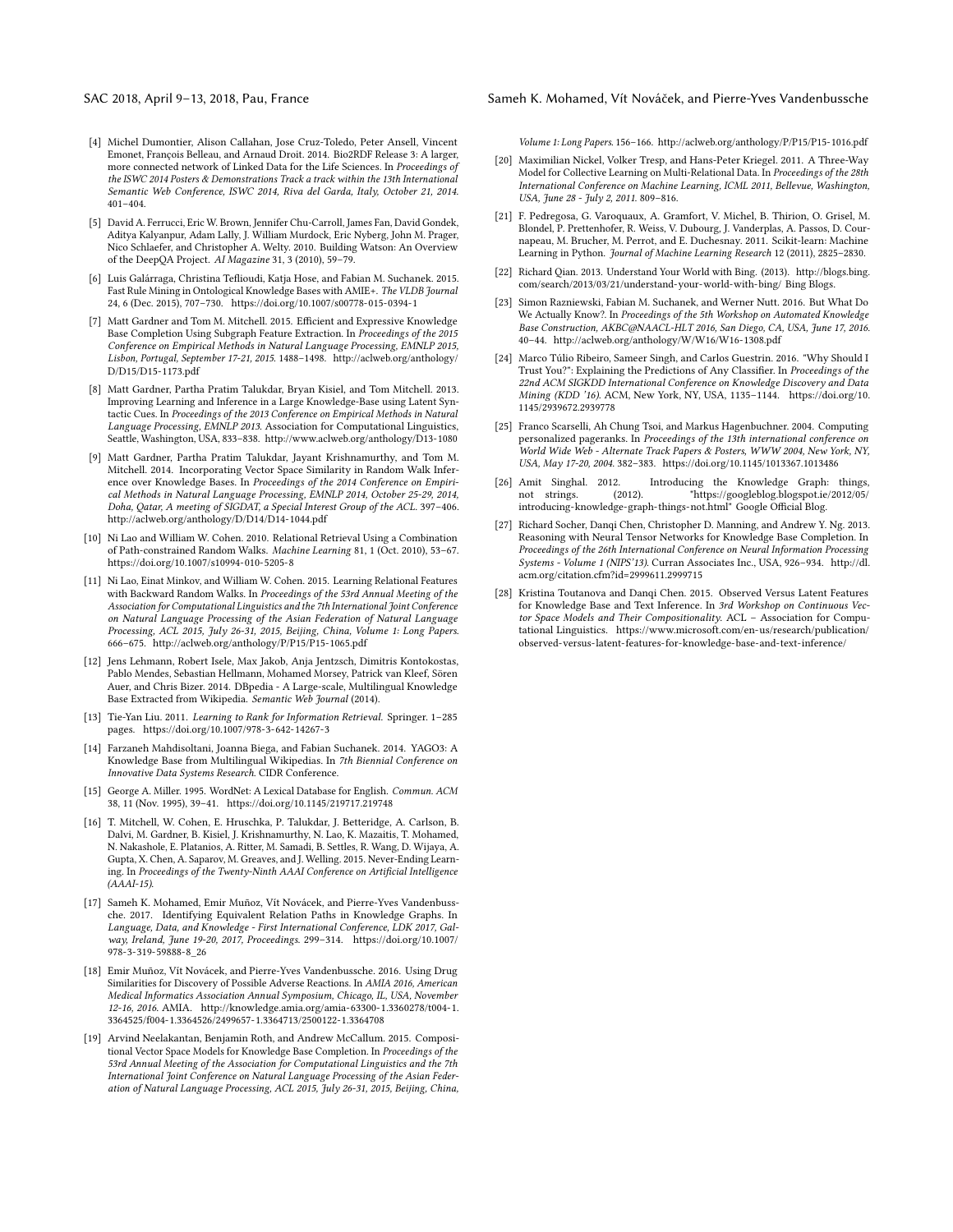- [4] Michel Dumontier, Alison Callahan, Jose Cruz-Toledo, Peter Ansell, Vincent Emonet, François Belleau, and Arnaud Droit. 2014. Bio2RDF Release 3: A larger, more connected network of Linked Data for the Life Sciences. In *Proceedings of the ISWC 2014 Posters & Demonstrations Track a track within the 13th International Semantic Web Conference, ISWC 2014, Riva del Garda, Italy, October 21, 2014.* 401–404.
- [5] David A. Ferrucci, Eric W. Brown, Jennifer Chu-Carroll, James Fan, David Gondek, Aditya Kalyanpur, Adam Lally, J. William Murdock, Eric Nyberg, John M. Prager, Nico Schlaefer, and Christopher A. Welty. 2010. Building Watson: An Overview of the DeepQA Project. *AI Magazine* 31, 3 (2010), 59–79.
- [6] Luis Galárraga, Christina Teflioudi, Katja Hose, and Fabian M. Suchanek. 2015. Fast Rule Mining in Ontological Knowledge Bases with AMIE+. *The VLDB Journal* 24, 6 (Dec. 2015), 707–730. https://doi.org/10.1007/s00778-015-0394-1
- [7] Matt Gardner and Tom M. Mitchell. 2015. Efficient and Expressive Knowledge Base Completion Using Subgraph Feature Extraction. In *Proceedings of the 2015 Conference on Empirical Methods in Natural Language Processing, EMNLP 2015, Lisbon, Portugal, September 17-21, 2015.* 1488–1498. http://aclweb.org/anthology/D/D15/D15-1173.pdf
- [8] Matt Gardner, Partha Pratim Talukdar, Bryan Kisiel, and Tom Mitchell. 2013. Improving Learning and Inference in a Large Knowledge-Base using Latent Syntactic Cues. In *Proceedings of the 2013 Conference on Empirical Methods in Natural Language Processing, EMNLP 2013.* Association for Computational Linguistics, Seattle, Washington, USA, 833–838. http://www.aclweb.org/anthology/D13-1080
- [9] Matt Gardner, Partha Pratim Talukdar, Jayant Krishnamurthy, and Tom M. Mitchell. 2014. Incorporating Vector Space Similarity in Random Walk Inference over Knowledge Bases. In *Proceedings of the 2014 Conference on Empirical Methods in Natural Language Processing, EMNLP 2014, October 25-29, 2014, Doha, Qatar, A meeting of SIGDAT, a Special Interest Group of the ACL.* 397–406. http://aclweb.org/anthology/D/D14/D14-1044.pdf
- [10] Ni Lao and William W. Cohen. 2010. Relational Retrieval Using a Combination of Path-constrained Random Walks. *Machine Learning* 81, 1 (Oct. 2010), 53–67. https://doi.org/10.1007/s10994-010-5205-8
- [11] Ni Lao, Einat Minkov, and William W. Cohen. 2015. Learning Relational Features with Backward Random Walks. In *Proceedings of the 53rd Annual Meeting of the Association for Computational Linguistics and the 7th International Joint Conference on Natural Language Processing of the Asian Federation of Natural Language Processing, ACL 2015, July 26-31, 2015, Beijing, China, Volume 1: Long Papers.* 666–675. http://aclweb.org/anthology/P/P15/P15-1065.pdf
- [12] Jens Lehmann, Robert Isele, Max Jakob, Anja Jentzsch, Dimitris Kontokostas, Pablo Mendes, Sebastian Hellmann, Mohamed Morsey, Patrick van Kleef, Sören Auer, and Chris Bizer. 2014. DBpedia - A Large-scale, Multilingual Knowledge Base Extracted from Wikipedia. *Semantic Web Journal* (2014).
- [13] Tie-Yan Liu. 2011. *Learning to Rank for Information Retrieval.* Springer. 1–285 pages. https://doi.org/10.1007/978-3-642-14267-3
- [14] Farzaneh Mahdisoltani, Joanna Biega, and Fabian Suchanek. 2014. YAGO3: A Knowledge Base from Multilingual Wikipedias. In *7th Biennial Conference on Innovative Data Systems Research.* CIDR Conference.
- [15] George A. Miller. 1995. WordNet: A Lexical Database for English. *Commun. ACM* 38, 11 (Nov. 1995), 39–41. https://doi.org/10.1145/219717.219748
- [16] T. Mitchell, W. Cohen, E. Hruschka, P. Talukdar, J. Betteridge, A. Carlson, B. Dalvi, M. Gardner, B. Kisiel, J. Krishnamurthy, N. Lao, K. Mazaitis, T. Mohamed, N. Nakashole, E. Platanios, A. Ritter, M. Samadi, B. Settles, R. Wang, D. Wijaya, A. Gupta, X. Chen, A. Saparov, M. Greaves, and J. Welling. 2015. Never-Ending Learning. In *Proceedings of the Twenty-Ninth AAAI Conference on Artificial Intelligence (AAAI-15).*
- [17] Sameh K. Mohamed, Emir Muñoz, Vít Novácek, and Pierre-Yves Vandenbussche. 2017. Identifying Equivalent Relation Paths in Knowledge Graphs. In *Language, Data, and Knowledge - First International Conference, LDK 2017, Galway, Ireland, June 19-20, 2017, Proceedings.* 299–314. https://doi.org/10.1007/978-3-319-59888-8_26
- [18] Emir Muñoz, Vít Novácek, and Pierre-Yves Vandenbussche. 2016. Using Drug Similarities for Discovery of Possible Adverse Reactions. In *AMIA 2016, American Medical Informatics Association Annual Symposium, Chicago, IL, USA, November 12-16, 2016.* AMIA. http://knowledge.amia.org/amia-63300-1.3360278/t004-1.3364525/f004-1.3364526/2499657-1.3364713/2500122-1.3364708
- [19] Arvind Neelakantan, Benjamin Roth, and Andrew McCallum. 2015. Compositional Vector Space Models for Knowledge Base Completion. In *Proceedings of the 53rd Annual Meeting of the Association for Computational Linguistics and the 7th International Joint Conference on Natural Language Processing of the Asian Federation of Natural Language Processing, ACL 2015, July 26-31, 2015, Beijing, China, Volume 1: Long Papers.* 156–166. http://aclweb.org/anthology/P/P15/P15-1016.pdf
- [20] Maximilian Nickel, Volker Tresp, and Hans-Peter Kriegel. 2011. A Three-Way Model for Collective Learning on Multi-Relational Data. In *Proceedings of the 28th International Conference on Machine Learning, ICML 2011, Bellevue, Washington, USA, June 28 - July 2, 2011.* 809–816.
- [21] F. Pedregosa, G. Varoquaux, A. Gramfort, V. Michel, B. Thirion, O. Grisel, M. Blondel, P. Prettenhofer, R. Weiss, V. Dubourg, J. Vanderplas, A. Passos, D. Cournapeau, M. Brucher, M. Perrot, and E. Duchesnay. 2011. Scikit-learn: Machine Learning in Python. *Journal of Machine Learning Research* 12 (2011), 2825–2830.
- [22] Richard Qian. 2013. Understand Your World with Bing. (2013). http://blogs.bing.com/search/2013/03/21/understand-your-world-with-bing/ Bing Blogs.
- [23] Simon Razniewski, Fabian M. Suchanek, and Werner Nutt. 2016. But What Do We Actually Know?. In *Proceedings of the 5th Workshop on Automated Knowledge Base Construction, AKBC@NAACL-HLT 2016, San Diego, CA, USA, June 17, 2016.* 40–44. http://aclweb.org/anthology/W/W16/W16-1308.pdf
- [24] Marco Túlio Ribeiro, Sameer Singh, and Carlos Guestrin. 2016. "Why Should I Trust You?": Explaining the Predictions of Any Classifier. In *Proceedings of the 22nd ACM SIGKDD International Conference on Knowledge Discovery and Data Mining (KDD '16).* ACM, New York, NY, USA, 1135–1144. https://doi.org/10.1145/2939672.2939778
- [25] Franco Scarselli, Ah Chung Tsoi, and Markus Hagenbuchner. 2004. Computing personalized pageranks. In *Proceedings of the 13th international conference on World Wide Web - Alternate Track Papers & Posters, WWW 2004, New York, NY, USA, May 17-20, 2004.* 382–383. https://doi.org/10.1145/1013367.1013486
- [26] Amit Singhal. 2012. Introducing the Knowledge Graph: things, not strings. (2012). "https://googleblog.blogspot.ie/2012/05/introducing-knowledge-graph-things-not.html" Google Official Blog.
- [27] Richard Socher, Danqi Chen, Christopher D. Manning, and Andrew Y. Ng. 2013. Reasoning with Neural Tensor Networks for Knowledge Base Completion. In *Proceedings of the 26th International Conference on Neural Information Processing Systems - Volume 1 (NIPS'13).* Curran Associates Inc., USA, 926–934. http://dl.acm.org/citation.cfm?id=2999611.2999715
- [28] Kristina Toutanova and Danqi Chen. 2015. Observed Versus Latent Features for Knowledge Base and Text Inference. In *3rd Workshop on Continuous Vector Space Models and Their Compositionality.* ACL – Association for Computational Linguistics. https://www.microsoft.com/en-us/research/publication/observed-versus-latent-features-for-knowledge-base-and-text-inference/